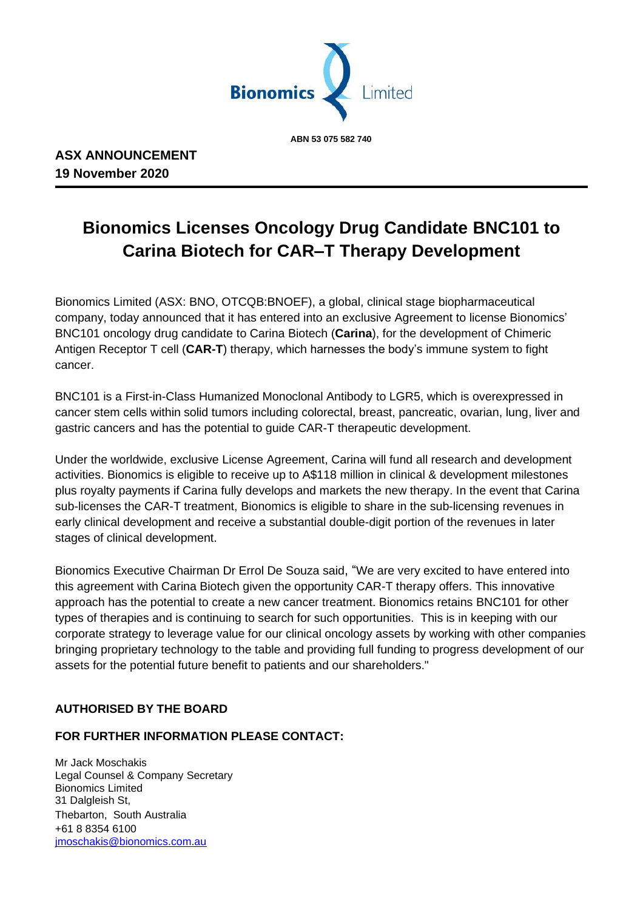**Bionomics Limited**

**ABN 53 075 582 740**

**ASX ANNOUNCEMENT**
**19 November 2020**

# Bionomics Licenses Oncology Drug Candidate BNC101 to Carina Biotech for CAR–T Therapy Development

Bionomics Limited (ASX: BNO, OTCQB:BNOEF), a global, clinical stage biopharmaceutical company, today announced that it has entered into an exclusive Agreement to license Bionomics' BNC101 oncology drug candidate to Carina Biotech (**Carina**), for the development of Chimeric Antigen Receptor T cell (**CAR-T**) therapy, which harnesses the body's immune system to fight cancer.

BNC101 is a First-in-Class Humanized Monoclonal Antibody to LGR5, which is overexpressed in cancer stem cells within solid tumors including colorectal, breast, pancreatic, ovarian, lung, liver and gastric cancers and has the potential to guide CAR-T therapeutic development.

Under the worldwide, exclusive License Agreement, Carina will fund all research and development activities. Bionomics is eligible to receive up to A$118 million in clinical & development milestones plus royalty payments if Carina fully develops and markets the new therapy. In the event that Carina sub-licenses the CAR-T treatment, Bionomics is eligible to share in the sub-licensing revenues in early clinical development and receive a substantial double-digit portion of the revenues in later stages of clinical development.

Bionomics Executive Chairman Dr Errol De Souza said, "We are very excited to have entered into this agreement with Carina Biotech given the opportunity CAR-T therapy offers. This innovative approach has the potential to create a new cancer treatment. Bionomics retains BNC101 for other types of therapies and is continuing to search for such opportunities. This is in keeping with our corporate strategy to leverage value for our clinical oncology assets by working with other companies bringing proprietary technology to the table and providing full funding to progress development of our assets for the potential future benefit to patients and our shareholders."

**AUTHORISED BY THE BOARD**

**FOR FURTHER INFORMATION PLEASE CONTACT:**

Mr Jack Moschakis
Legal Counsel & Company Secretary
Bionomics Limited
31 Dalgleish St,
Thebarton, South Australia
+61 8 8354 6100
jmoschakis@bionomics.com.au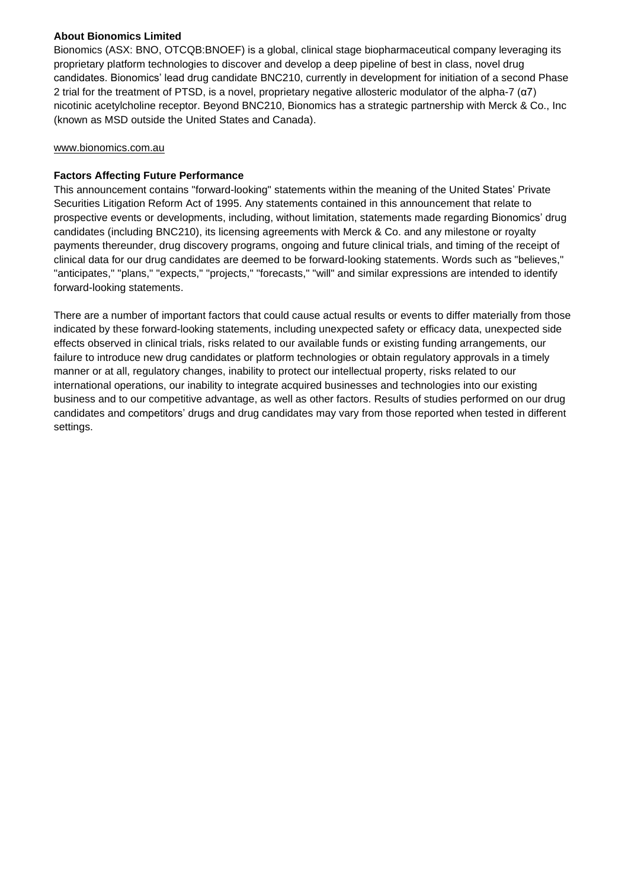**About Bionomics Limited**

Bionomics (ASX: BNO, OTCQB:BNOEF) is a global, clinical stage biopharmaceutical company leveraging its proprietary platform technologies to discover and develop a deep pipeline of best in class, novel drug candidates. Bionomics' lead drug candidate BNC210, currently in development for initiation of a second Phase 2 trial for the treatment of PTSD, is a novel, proprietary negative allosteric modulator of the alpha-7 (α7) nicotinic acetylcholine receptor. Beyond BNC210, Bionomics has a strategic partnership with Merck & Co., Inc (known as MSD outside the United States and Canada).

www.bionomics.com.au

**Factors Affecting Future Performance**

This announcement contains "forward-looking" statements within the meaning of the United States' Private Securities Litigation Reform Act of 1995. Any statements contained in this announcement that relate to prospective events or developments, including, without limitation, statements made regarding Bionomics' drug candidates (including BNC210), its licensing agreements with Merck & Co. and any milestone or royalty payments thereunder, drug discovery programs, ongoing and future clinical trials, and timing of the receipt of clinical data for our drug candidates are deemed to be forward-looking statements. Words such as "believes," "anticipates," "plans," "expects," "projects," "forecasts," "will" and similar expressions are intended to identify forward-looking statements.

There are a number of important factors that could cause actual results or events to differ materially from those indicated by these forward-looking statements, including unexpected safety or efficacy data, unexpected side effects observed in clinical trials, risks related to our available funds or existing funding arrangements, our failure to introduce new drug candidates or platform technologies or obtain regulatory approvals in a timely manner or at all, regulatory changes, inability to protect our intellectual property, risks related to our international operations, our inability to integrate acquired businesses and technologies into our existing business and to our competitive advantage, as well as other factors. Results of studies performed on our drug candidates and competitors' drugs and drug candidates may vary from those reported when tested in different settings.